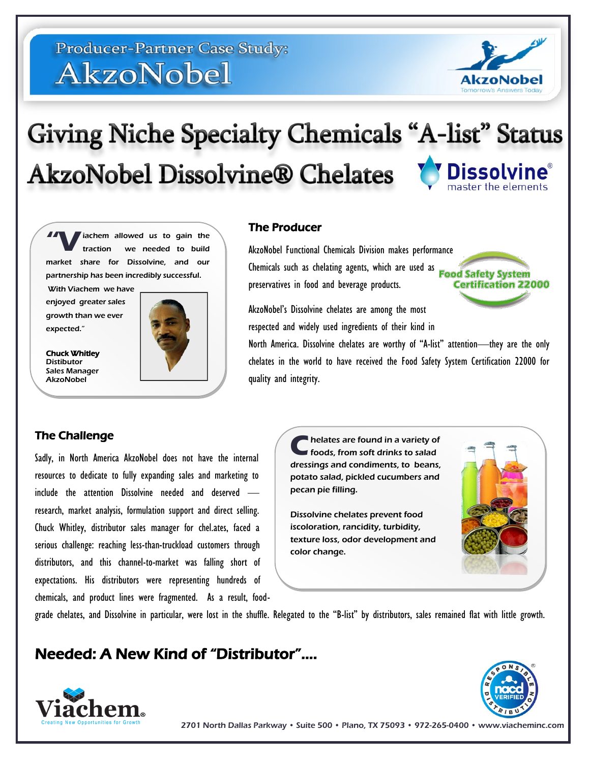Producer-Partner Case Study:
# AkzoNobel

# Giving Niche Specialty Chemicals "A-list" Status

## AkzoNobel Dissolvine® Chelates

"Viachem allowed us to gain the traction we needed to build market share for Dissolvine, and our partnership has been incredibly successful. With Viachem we have enjoyed greater sales growth than we ever expected."

**Chuck Whitley**
Distributor
Sales Manager
AkzoNobel

### The Producer

AkzoNobel Functional Chemicals Division makes performance Chemicals such as chelating agents, which are used as preservatives in food and beverage products.

AkzoNobel's Dissolvine chelates are among the most respected and widely used ingredients of their kind in North America. Dissolvine chelates are worthy of "A-list" attention—they are the only chelates in the world to have received the Food Safety System Certification 22000 for quality and integrity.

### The Challenge

Sadly, in North America AkzoNobel does not have the internal resources to dedicate to fully expanding sales and marketing to include the attention Dissolvine needed and deserved — research, market analysis, formulation support and direct selling. Chuck Whitley, distributor sales manager for chel.ates, faced a serious challenge: reaching less-than-truckload customers through distributors, and this channel-to-market was falling short of expectations. His distributors were representing hundreds of chemicals, and product lines were fragmented. As a result, food-grade chelates, and Dissolvine in particular, were lost in the shuffle. Relegated to the "B-list" by distributors, sales remained flat with little growth.

**Chelates are found in a variety of foods, from soft drinks to salad dressings and condiments, to beans, potato salad, pickled cucumbers and pecan pie filling.**

**Dissolvine chelates prevent food iscoloration, rancidity, turbidity, texture loss, odor development and color change.**

## Needed: A New Kind of "Distributor"....

2701 North Dallas Parkway • Suite 500 • Plano, TX 75093 • 972-265-0400 • www.viacheminc.com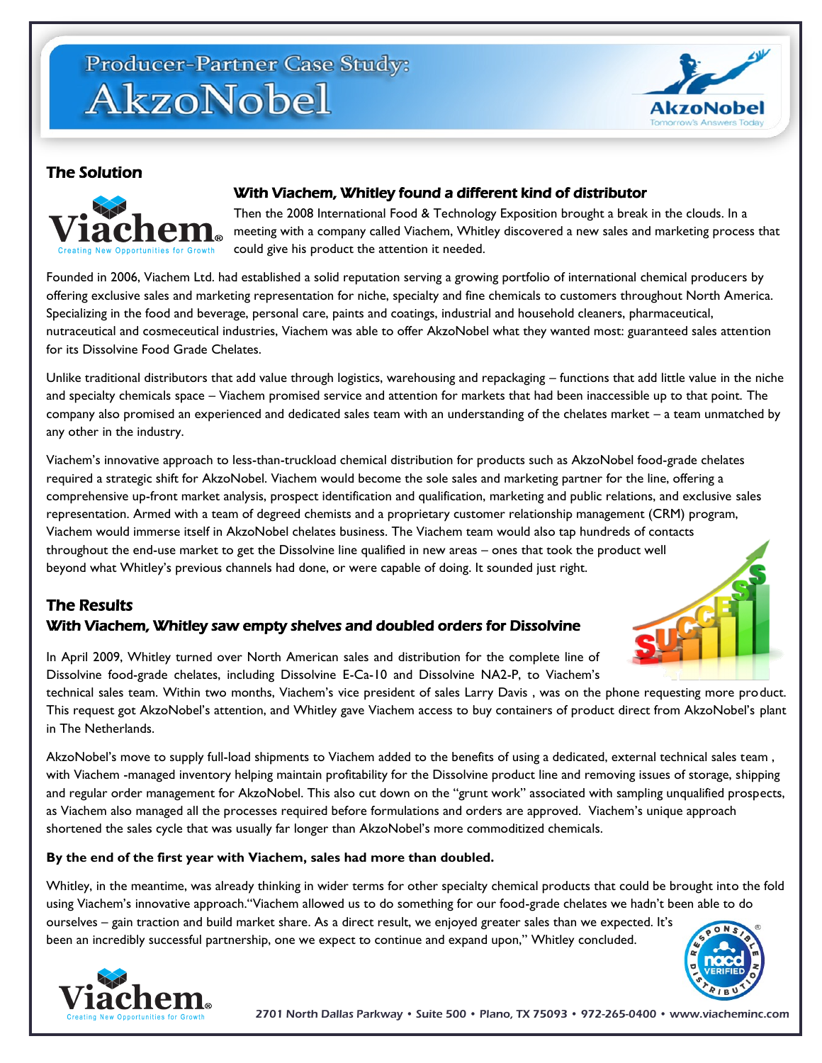# Producer-Partner Case Study: AkzoNobel

## The Solution

### With Viachem, Whitley found a different kind of distributor

Then the 2008 International Food & Technology Exposition brought a break in the clouds. In a meeting with a company called Viachem, Whitley discovered a new sales and marketing process that could give his product the attention it needed.

Founded in 2006, Viachem Ltd. had established a solid reputation serving a growing portfolio of international chemical producers by offering exclusive sales and marketing representation for niche, specialty and fine chemicals to customers throughout North America. Specializing in the food and beverage, personal care, paints and coatings, industrial and household cleaners, pharmaceutical, nutraceutical and cosmeceutical industries, Viachem was able to offer AkzoNobel what they wanted most: guaranteed sales attention for its Dissolvine Food Grade Chelates.

Unlike traditional distributors that add value through logistics, warehousing and repackaging – functions that add little value in the niche and specialty chemicals space – Viachem promised service and attention for markets that had been inaccessible up to that point. The company also promised an experienced and dedicated sales team with an understanding of the chelates market – a team unmatched by any other in the industry.

Viachem's innovative approach to less-than-truckload chemical distribution for products such as AkzoNobel food-grade chelates required a strategic shift for AkzoNobel. Viachem would become the sole sales and marketing partner for the line, offering a comprehensive up-front market analysis, prospect identification and qualification, marketing and public relations, and exclusive sales representation. Armed with a team of degreed chemists and a proprietary customer relationship management (CRM) program, Viachem would immerse itself in AkzoNobel chelates business. The Viachem team would also tap hundreds of contacts throughout the end-use market to get the Dissolvine line qualified in new areas – ones that took the product well beyond what Whitley's previous channels had done, or were capable of doing. It sounded just right.

## The Results

### With Viachem, Whitley saw empty shelves and doubled orders for Dissolvine

In April 2009, Whitley turned over North American sales and distribution for the complete line of Dissolvine food-grade chelates, including Dissolvine E-Ca-10 and Dissolvine NA2-P, to Viachem's technical sales team. Within two months, Viachem's vice president of sales Larry Davis , was on the phone requesting more product. This request got AkzoNobel's attention, and Whitley gave Viachem access to buy containers of product direct from AkzoNobel's plant in The Netherlands.

AkzoNobel's move to supply full-load shipments to Viachem added to the benefits of using a dedicated, external technical sales team , with Viachem -managed inventory helping maintain profitability for the Dissolvine product line and removing issues of storage, shipping and regular order management for AkzoNobel. This also cut down on the "grunt work" associated with sampling unqualified prospects, as Viachem also managed all the processes required before formulations and orders are approved. Viachem's unique approach shortened the sales cycle that was usually far longer than AkzoNobel's more commoditized chemicals.

**By the end of the first year with Viachem, sales had more than doubled.**

Whitley, in the meantime, was already thinking in wider terms for other specialty chemical products that could be brought into the fold using Viachem's innovative approach."Viachem allowed us to do something for our food-grade chelates we hadn't been able to do ourselves – gain traction and build market share. As a direct result, we enjoyed greater sales than we expected. It's been an incredibly successful partnership, one we expect to continue and expand upon," Whitley concluded.

2701 North Dallas Parkway • Suite 500 • Plano, TX 75093 • 972-265-0400 • www.viacheminc.com